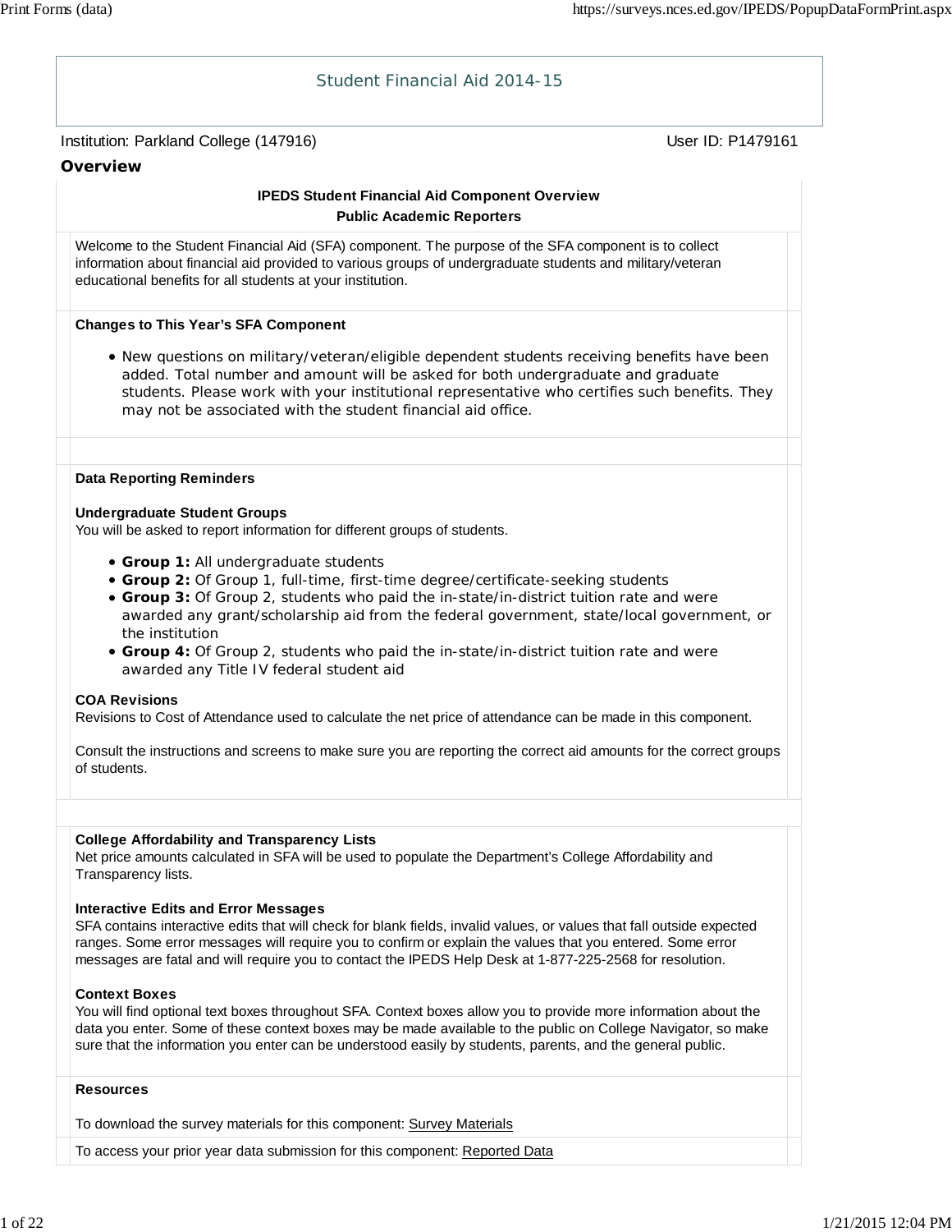# Student Financial Aid 2014-15

Institution: Parkland College (147916) User ID: P1479161

## Overview

**IPEDS Student Financial Aid Component Overview**
**Public Academic Reporters**

Welcome to the Student Financial Aid (SFA) component. The purpose of the SFA component is to collect information about financial aid provided to various groups of undergraduate students and military/veteran educational benefits for all students at your institution.

**Changes to This Year's SFA Component**

- New questions on military/veteran/eligible dependent students receiving benefits have been added. Total number and amount will be asked for both undergraduate and graduate students. Please work with your institutional representative who certifies such benefits. They may not be associated with the student financial aid office.

**Data Reporting Reminders**

**Undergraduate Student Groups**
You will be asked to report information for different groups of students.

- **Group 1:** All undergraduate students
- **Group 2:** Of Group 1, full-time, first-time degree/certificate-seeking students
- **Group 3:** Of Group 2, students who paid the in-state/in-district tuition rate and were awarded any grant/scholarship aid from the federal government, state/local government, or the institution
- **Group 4:** Of Group 2, students who paid the in-state/in-district tuition rate and were awarded any Title IV federal student aid

**COA Revisions**
Revisions to Cost of Attendance used to calculate the net price of attendance can be made in this component.

Consult the instructions and screens to make sure you are reporting the correct aid amounts for the correct groups of students.

**College Affordability and Transparency Lists**
Net price amounts calculated in SFA will be used to populate the Department's College Affordability and Transparency lists.

**Interactive Edits and Error Messages**
SFA contains interactive edits that will check for blank fields, invalid values, or values that fall outside expected ranges. Some error messages will require you to confirm or explain the values that you entered. Some error messages are fatal and will require you to contact the IPEDS Help Desk at 1-877-225-2568 for resolution.

**Context Boxes**
You will find optional text boxes throughout SFA. Context boxes allow you to provide more information about the data you enter. Some of these context boxes may be made available to the public on College Navigator, so make sure that the information you enter can be understood easily by students, parents, and the general public.

**Resources**

To download the survey materials for this component: Survey Materials

To access your prior year data submission for this component: Reported Data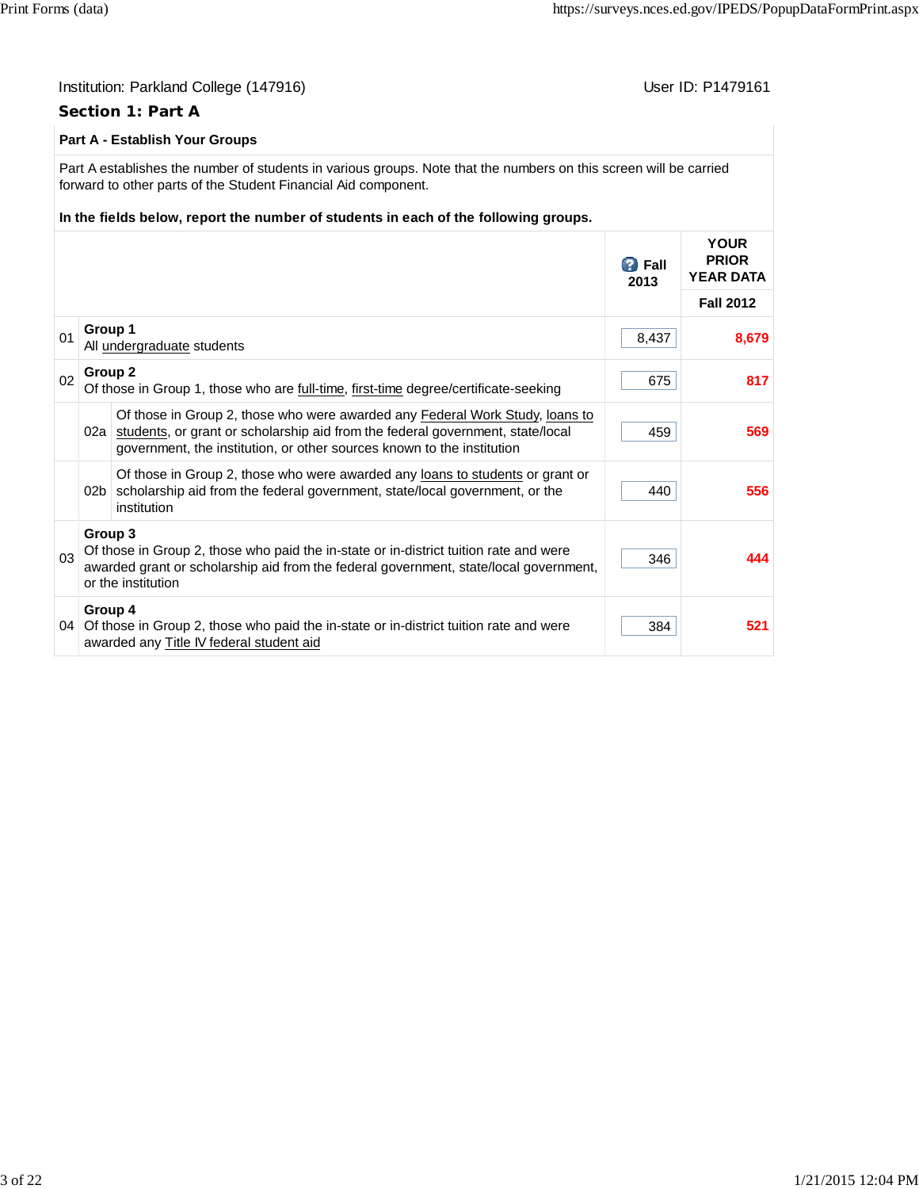Institution: Parkland College (147916)

User ID: P1479161

## Section 1: Part A

### Part A - Establish Your Groups

Part A establishes the number of students in various groups. Note that the numbers on this screen will be carried forward to other parts of the Student Financial Aid component.

**In the fields below, report the number of students in each of the following groups.**

| | | | Fall 2013 | YOUR PRIOR YEAR DATA Fall 2012 |
|---|---|---|---|---|
| 01 | | **Group 1** All undergraduate students | 8,437 | 8,679 |
| 02 | | **Group 2** Of those in Group 1, those who are full-time, first-time degree/certificate-seeking | 675 | 817 |
| | 02a | Of those in Group 2, those who were awarded any Federal Work Study, loans to students, or grant or scholarship aid from the federal government, state/local government, the institution, or other sources known to the institution | 459 | 569 |
| | 02b | Of those in Group 2, those who were awarded any loans to students or grant or scholarship aid from the federal government, state/local government, or the institution | 440 | 556 |
| 03 | | **Group 3** Of those in Group 2, those who paid the in-state or in-district tuition rate and were awarded grant or scholarship aid from the federal government, state/local government, or the institution | 346 | 444 |
| 04 | | **Group 4** Of those in Group 2, those who paid the in-state or in-district tuition rate and were awarded any Title IV federal student aid | 384 | 521 |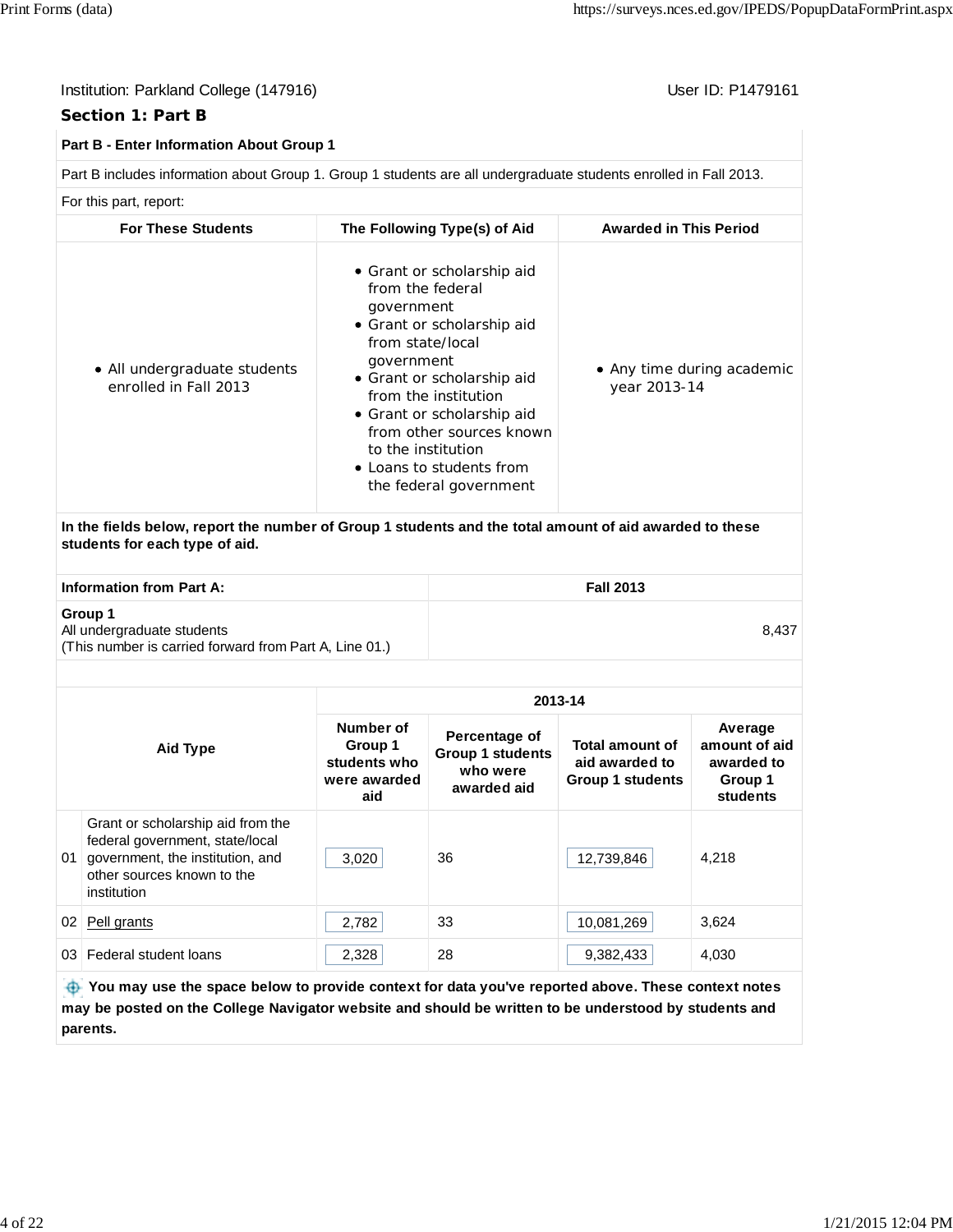Institution: Parkland College (147916)

User ID: P1479161

## Section 1: Part B

**Part B - Enter Information About Group 1**

Part B includes information about Group 1. Group 1 students are all undergraduate students enrolled in Fall 2013.

For this part, report:

| For These Students | The Following Type(s) of Aid | Awarded in This Period |
|---|---|---|
| • All undergraduate students enrolled in Fall 2013 | • Grant or scholarship aid from the federal government<br>• Grant or scholarship aid from state/local government<br>• Grant or scholarship aid from the institution<br>• Grant or scholarship aid from other sources known to the institution<br>• Loans to students from the federal government | • Any time during academic year 2013-14 |

**In the fields below, report the number of Group 1 students and the total amount of aid awarded to these students for each type of aid.**

| Information from Part A: | Fall 2013 |
|---|---|
| **Group 1**<br>All undergraduate students<br>(This number is carried forward from Part A, Line 01.) | 8,437 |

| | Aid Type | 2013-14 | | | |
|---|---|---|---|---|---|
| | | **Number of Group 1 students who were awarded aid** | **Percentage of Group 1 students who were awarded aid** | **Total amount of aid awarded to Group 1 students** | **Average amount of aid awarded to Group 1 students** |
| 01 | Grant or scholarship aid from the federal government, state/local government, the institution, and other sources known to the institution | 3,020 | 36 | 12,739,846 | 4,218 |
| 02 | Pell grants | 2,782 | 33 | 10,081,269 | 3,624 |
| 03 | Federal student loans | 2,328 | 28 | 9,382,433 | 4,030 |

**You may use the space below to provide context for data you've reported above. These context notes may be posted on the College Navigator website and should be written to be understood by students and parents.**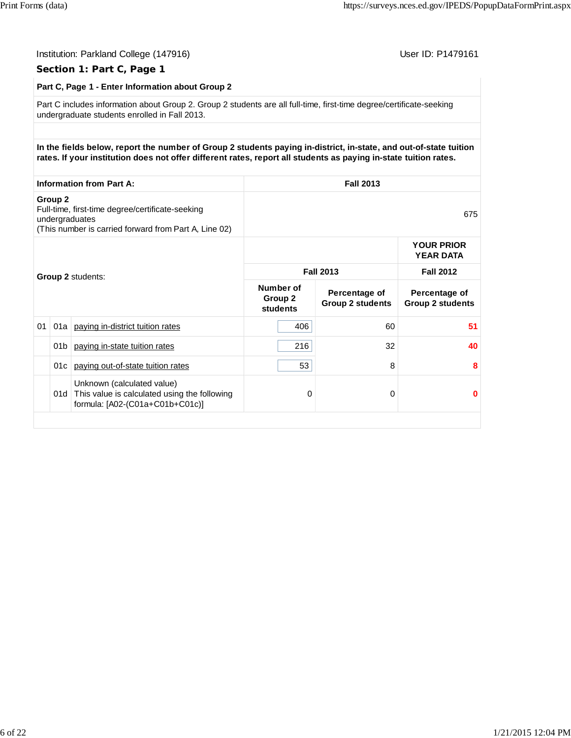Institution: Parkland College (147916)

User ID: P1479161

## Section 1: Part C, Page 1

**Part C, Page 1 - Enter Information about Group 2**

Part C includes information about Group 2. Group 2 students are all full-time, first-time degree/certificate-seeking undergraduate students enrolled in Fall 2013.

**In the fields below, report the number of Group 2 students paying in-district, in-state, and out-of-state tuition rates. If your institution does not offer different rates, report all students as paying in-state tuition rates.**

| **Information from Part A:** | **Fall 2013** |
|---|---|
| **Group 2** Full-time, first-time degree/certificate-seeking undergraduates (This number is carried forward from Part A, Line 02) | 675 |

| | | **Group 2** students: | **Fall 2013** | | **YOUR PRIOR YEAR DATA** Fall 2012 |
|---|---|---|---|---|---|
| | | | **Number of Group 2 students** | **Percentage of Group 2 students** | **Percentage of Group 2 students** |
| 01 | 01a | paying in-district tuition rates | 406 | 60 | **51** |
| | 01b | paying in-state tuition rates | 216 | 32 | **40** |
| | 01c | paying out-of-state tuition rates | 53 | 8 | **8** |
| | 01d | Unknown (calculated value) This value is calculated using the following formula: [A02-(C01a+C01b+C01c)] | 0 | 0 | **0** |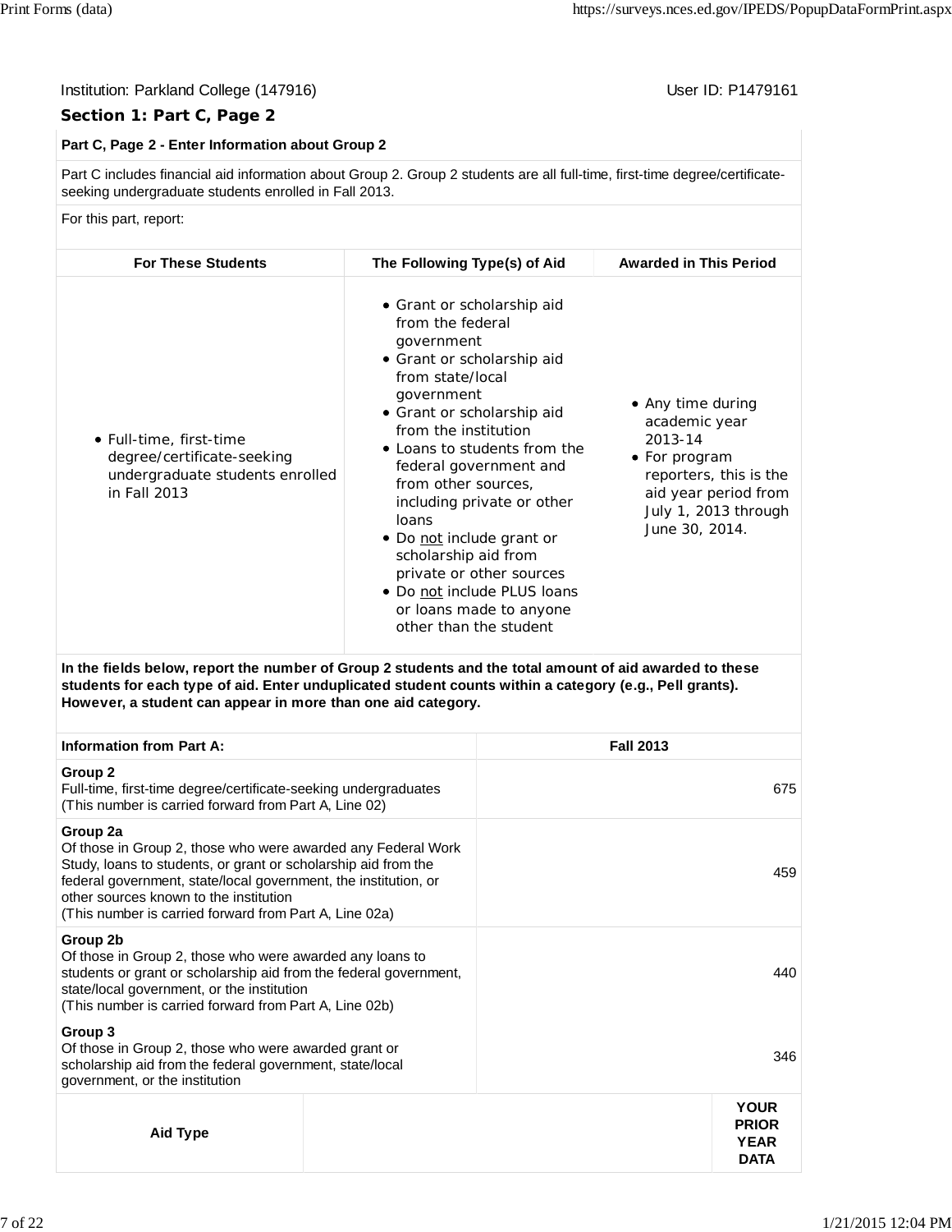Institution: Parkland College (147916)

User ID: P1479161

## Section 1: Part C, Page 2

**Part C, Page 2 - Enter Information about Group 2**

Part C includes financial aid information about Group 2. Group 2 students are all full-time, first-time degree/certificate-seeking undergraduate students enrolled in Fall 2013.

For this part, report:

| For These Students | The Following Type(s) of Aid | Awarded in This Period |
|---|---|---|
| • Full-time, first-time degree/certificate-seeking undergraduate students enrolled in Fall 2013 | • Grant or scholarship aid from the federal government<br>• Grant or scholarship aid from state/local government<br>• Grant or scholarship aid from the institution<br>• Loans to students from the federal government and from other sources, including private or other loans<br>• Do not include grant or scholarship aid from private or other sources<br>• Do not include PLUS loans or loans made to anyone other than the student | • Any time during academic year 2013-14<br>• For program reporters, this is the aid year period from July 1, 2013 through June 30, 2014. |

**In the fields below, report the number of Group 2 students and the total amount of aid awarded to these students for each type of aid. Enter unduplicated student counts within a category (e.g., Pell grants). However, a student can appear in more than one aid category.**

| Information from Part A: | Fall 2013 |
|---|---|
| **Group 2**<br>Full-time, first-time degree/certificate-seeking undergraduates<br>(This number is carried forward from Part A, Line 02) | 675 |
| **Group 2a**<br>Of those in Group 2, those who were awarded any Federal Work Study, loans to students, or grant or scholarship aid from the federal government, state/local government, the institution, or other sources known to the institution<br>(This number is carried forward from Part A, Line 02a) | 459 |
| **Group 2b**<br>Of those in Group 2, those who were awarded any loans to students or grant or scholarship aid from the federal government, state/local government, or the institution<br>(This number is carried forward from Part A, Line 02b) | 440 |
| **Group 3**<br>Of those in Group 2, those who were awarded grant or scholarship aid from the federal government, state/local government, or the institution | 346 |

| Aid Type | | YOUR PRIOR YEAR DATA |
|---|---|---|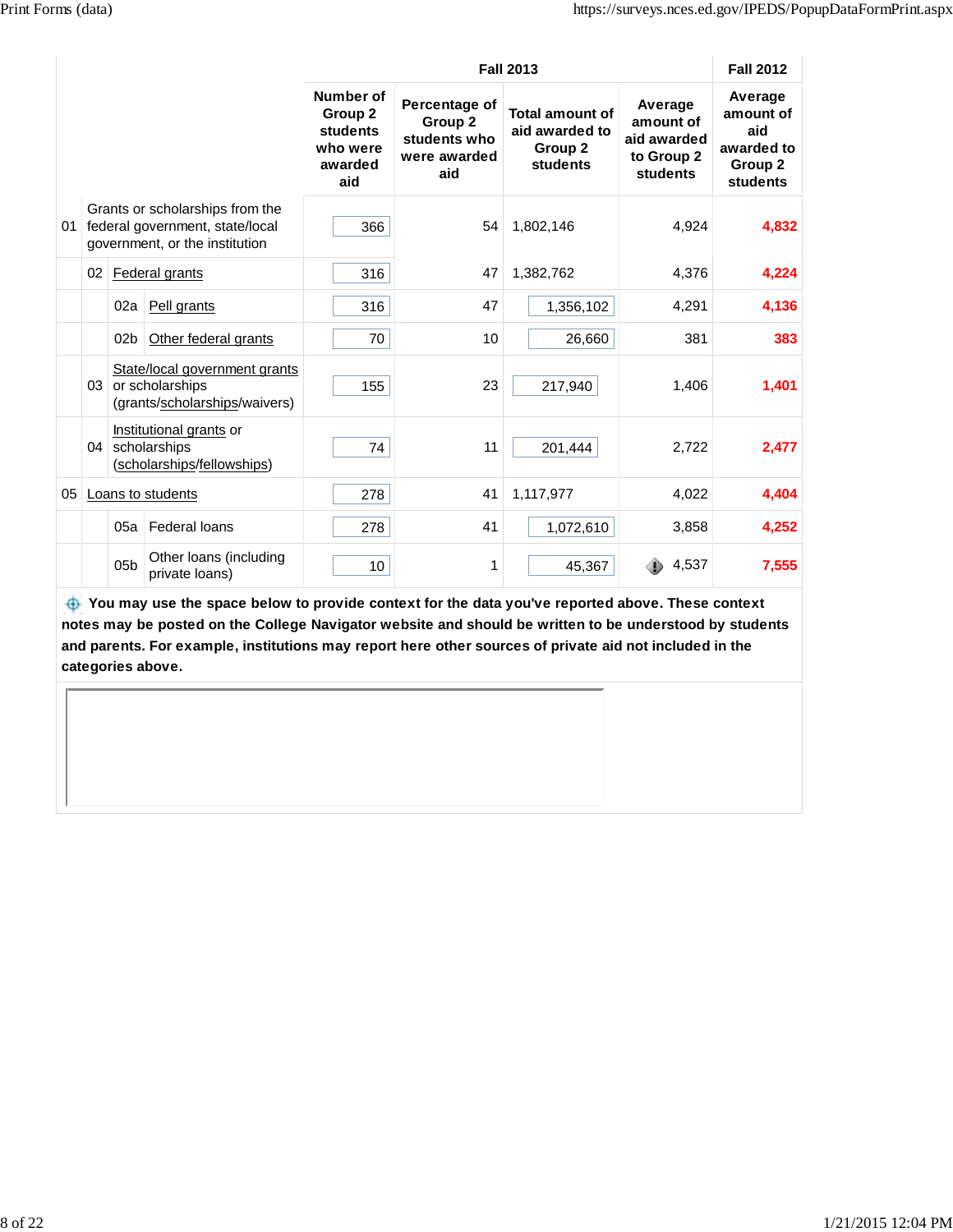| | | Fall 2013 | | | | Fall 2012 |
|---|---|---|---|---|---|---|
| | | Number of Group 2 students who were awarded aid | Percentage of Group 2 students who were awarded aid | Total amount of aid awarded to Group 2 students | Average amount of aid awarded to Group 2 students | Average amount of aid awarded to Group 2 students |
| 01 | Grants or scholarships from the federal government, state/local government, or the institution | 366 | 54 | 1,802,146 | 4,924 | 4,832 |
| 02 | Federal grants | 316 | 47 | 1,382,762 | 4,376 | 4,224 |
| 02a | Pell grants | 316 | 47 | 1,356,102 | 4,291 | 4,136 |
| 02b | Other federal grants | 70 | 10 | 26,660 | 381 | 383 |
| 03 | State/local government grants or scholarships (grants/scholarships/waivers) | 155 | 23 | 217,940 | 1,406 | 1,401 |
| 04 | Institutional grants or scholarships (scholarships/fellowships) | 74 | 11 | 201,444 | 2,722 | 2,477 |
| 05 | Loans to students | 278 | 41 | 1,117,977 | 4,022 | 4,404 |
| 05a | Federal loans | 278 | 41 | 1,072,610 | 3,858 | 4,252 |
| 05b | Other loans (including private loans) | 10 | 1 | 45,367 | 4,537 | 7,555 |

**You may use the space below to provide context for the data you've reported above. These context notes may be posted on the College Navigator website and should be written to be understood by students and parents. For example, institutions may report here other sources of private aid not included in the categories above.**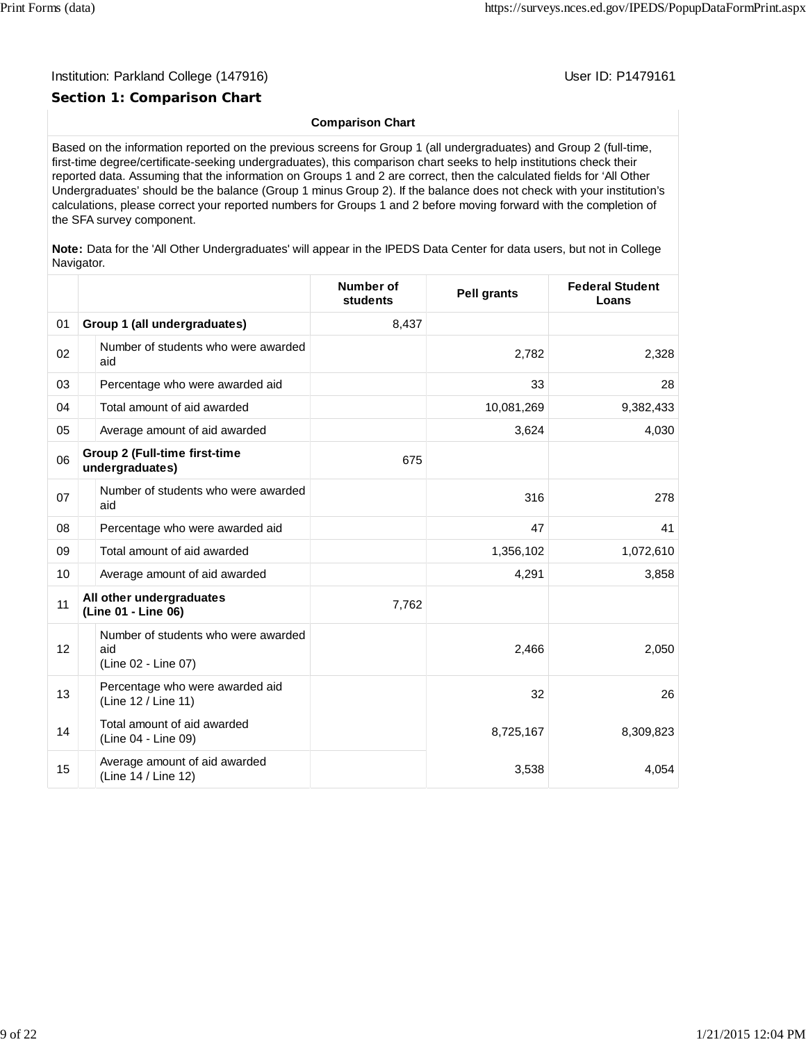Institution: Parkland College (147916)

User ID: P1479161

## Section 1: Comparison Chart

**Comparison Chart**

Based on the information reported on the previous screens for Group 1 (all undergraduates) and Group 2 (full-time, first-time degree/certificate-seeking undergraduates), this comparison chart seeks to help institutions check their reported data. Assuming that the information on Groups 1 and 2 are correct, then the calculated fields for 'All Other Undergraduates' should be the balance (Group 1 minus Group 2). If the balance does not check with your institution's calculations, please correct your reported numbers for Groups 1 and 2 before moving forward with the completion of the SFA survey component.

**Note:** Data for the 'All Other Undergraduates' will appear in the IPEDS Data Center for data users, but not in College Navigator.

| | | Number of students | Pell grants | Federal Student Loans |
|---|---|---|---|---|
| 01 | **Group 1 (all undergraduates)** | 8,437 | | |
| 02 | Number of students who were awarded aid | | 2,782 | 2,328 |
| 03 | Percentage who were awarded aid | | 33 | 28 |
| 04 | Total amount of aid awarded | | 10,081,269 | 9,382,433 |
| 05 | Average amount of aid awarded | | 3,624 | 4,030 |
| 06 | **Group 2 (Full-time first-time undergraduates)** | 675 | | |
| 07 | Number of students who were awarded aid | | 316 | 278 |
| 08 | Percentage who were awarded aid | | 47 | 41 |
| 09 | Total amount of aid awarded | | 1,356,102 | 1,072,610 |
| 10 | Average amount of aid awarded | | 4,291 | 3,858 |
| 11 | **All other undergraduates (Line 01 - Line 06)** | 7,762 | | |
| 12 | Number of students who were awarded aid (Line 02 - Line 07) | | 2,466 | 2,050 |
| 13 | Percentage who were awarded aid (Line 12 / Line 11) | | 32 | 26 |
| 14 | Total amount of aid awarded (Line 04 - Line 09) | | 8,725,167 | 8,309,823 |
| 15 | Average amount of aid awarded (Line 14 / Line 12) | | 3,538 | 4,054 |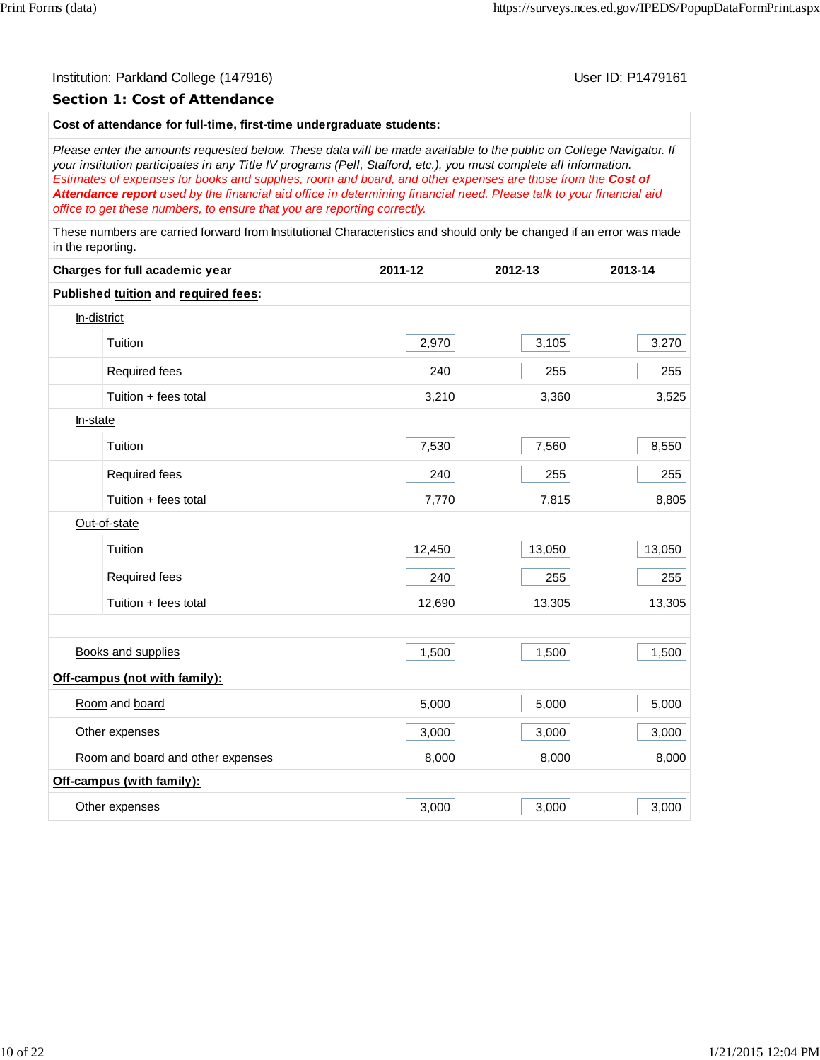Institution: Parkland College (147916)

User ID: P1479161

## Section 1: Cost of Attendance

**Cost of attendance for full-time, first-time undergraduate students:**

*Please enter the amounts requested below. These data will be made available to the public on College Navigator. If your institution participates in any Title IV programs (Pell, Stafford, etc.), you must complete all information.*
*Estimates of expenses for books and supplies, room and board, and other expenses are those from the **Cost of Attendance report** used by the financial aid office in determining financial need. Please talk to your financial aid office to get these numbers, to ensure that you are reporting correctly.*

These numbers are carried forward from Institutional Characteristics and should only be changed if an error was made in the reporting.

| Charges for full academic year | 2011-12 | 2012-13 | 2013-14 |
|---|---|---|---|
| **Published tuition and required fees:** | | | |
| In-district | | | |
| Tuition | 2,970 | 3,105 | 3,270 |
| Required fees | 240 | 255 | 255 |
| Tuition + fees total | 3,210 | 3,360 | 3,525 |
| In-state | | | |
| Tuition | 7,530 | 7,560 | 8,550 |
| Required fees | 240 | 255 | 255 |
| Tuition + fees total | 7,770 | 7,815 | 8,805 |
| Out-of-state | | | |
| Tuition | 12,450 | 13,050 | 13,050 |
| Required fees | 240 | 255 | 255 |
| Tuition + fees total | 12,690 | 13,305 | 13,305 |
| | | | |
| Books and supplies | 1,500 | 1,500 | 1,500 |
| **Off-campus (not with family):** | | | |
| Room and board | 5,000 | 5,000 | 5,000 |
| Other expenses | 3,000 | 3,000 | 3,000 |
| Room and board and other expenses | 8,000 | 8,000 | 8,000 |
| **Off-campus (with family):** | | | |
| Other expenses | 3,000 | 3,000 | 3,000 |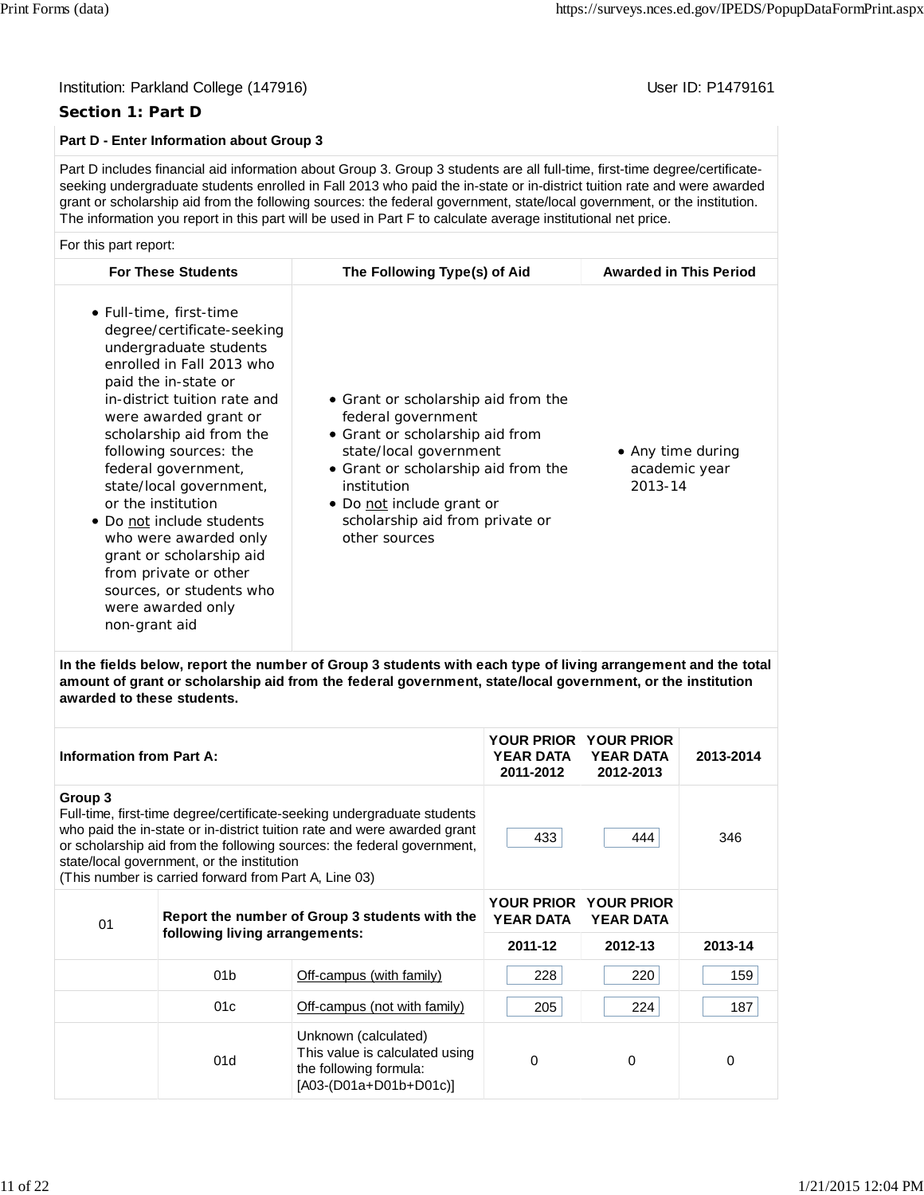Institution: Parkland College (147916)

User ID: P1479161

## Section 1: Part D

**Part D - Enter Information about Group 3**

Part D includes financial aid information about Group 3. Group 3 students are all full-time, first-time degree/certificate-seeking undergraduate students enrolled in Fall 2013 who paid the in-state or in-district tuition rate and were awarded grant or scholarship aid from the following sources: the federal government, state/local government, or the institution. The information you report in this part will be used in Part F to calculate average institutional net price.

For this part report:

| For These Students | The Following Type(s) of Aid | Awarded in This Period |
|---|---|---|
| • Full-time, first-time degree/certificate-seeking undergraduate students enrolled in Fall 2013 who paid the in-state or in-district tuition rate and were awarded grant or scholarship aid from the following sources: the federal government, state/local government, or the institution<br>• Do not include students who were awarded only grant or scholarship aid from private or other sources, or students who were awarded only non-grant aid | • Grant or scholarship aid from the federal government<br>• Grant or scholarship aid from state/local government<br>• Grant or scholarship aid from the institution<br>• Do not include grant or scholarship aid from private or other sources | • Any time during academic year 2013-14 |

**In the fields below, report the number of Group 3 students with each type of living arrangement and the total amount of grant or scholarship aid from the federal government, state/local government, or the institution awarded to these students.**

| Information from Part A: | | | YOUR PRIOR YEAR DATA 2011-2012 | YOUR PRIOR YEAR DATA 2012-2013 | 2013-2014 |
|---|---|---|---|---|---|
| **Group 3**<br>Full-time, first-time degree/certificate-seeking undergraduate students who paid the in-state or in-district tuition rate and were awarded grant or scholarship aid from the following sources: the federal government, state/local government, or the institution<br>(This number is carried forward from Part A, Line 03) | | | 433 | 444 | 346 |
| 01 | **Report the number of Group 3 students with the following living arrangements:** | | YOUR PRIOR YEAR DATA 2011-12 | YOUR PRIOR YEAR DATA 2012-13 | 2013-14 |
| | 01b | Off-campus (with family) | 228 | 220 | 159 |
| | 01c | Off-campus (not with family) | 205 | 224 | 187 |
| | 01d | Unknown (calculated)<br>This value is calculated using the following formula:<br>[A03-(D01a+D01b+D01c)] | 0 | 0 | 0 |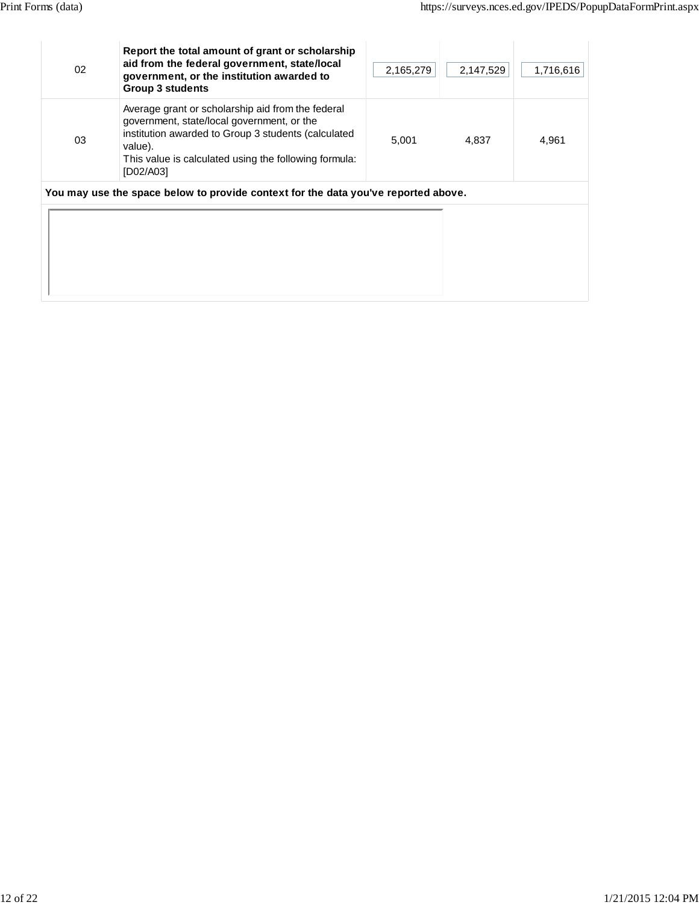| | | | | |
|---|---|---|---|---|
| 02 | **Report the total amount of grant or scholarship aid from the federal government, state/local government, or the institution awarded to Group 3 students** | 2,165,279 | 2,147,529 | 1,716,616 |
| 03 | Average grant or scholarship aid from the federal government, state/local government, or the institution awarded to Group 3 students (calculated value).<br>This value is calculated using the following formula: [D02/A03] | 5,001 | 4,837 | 4,961 |

**You may use the space below to provide context for the data you've reported above.**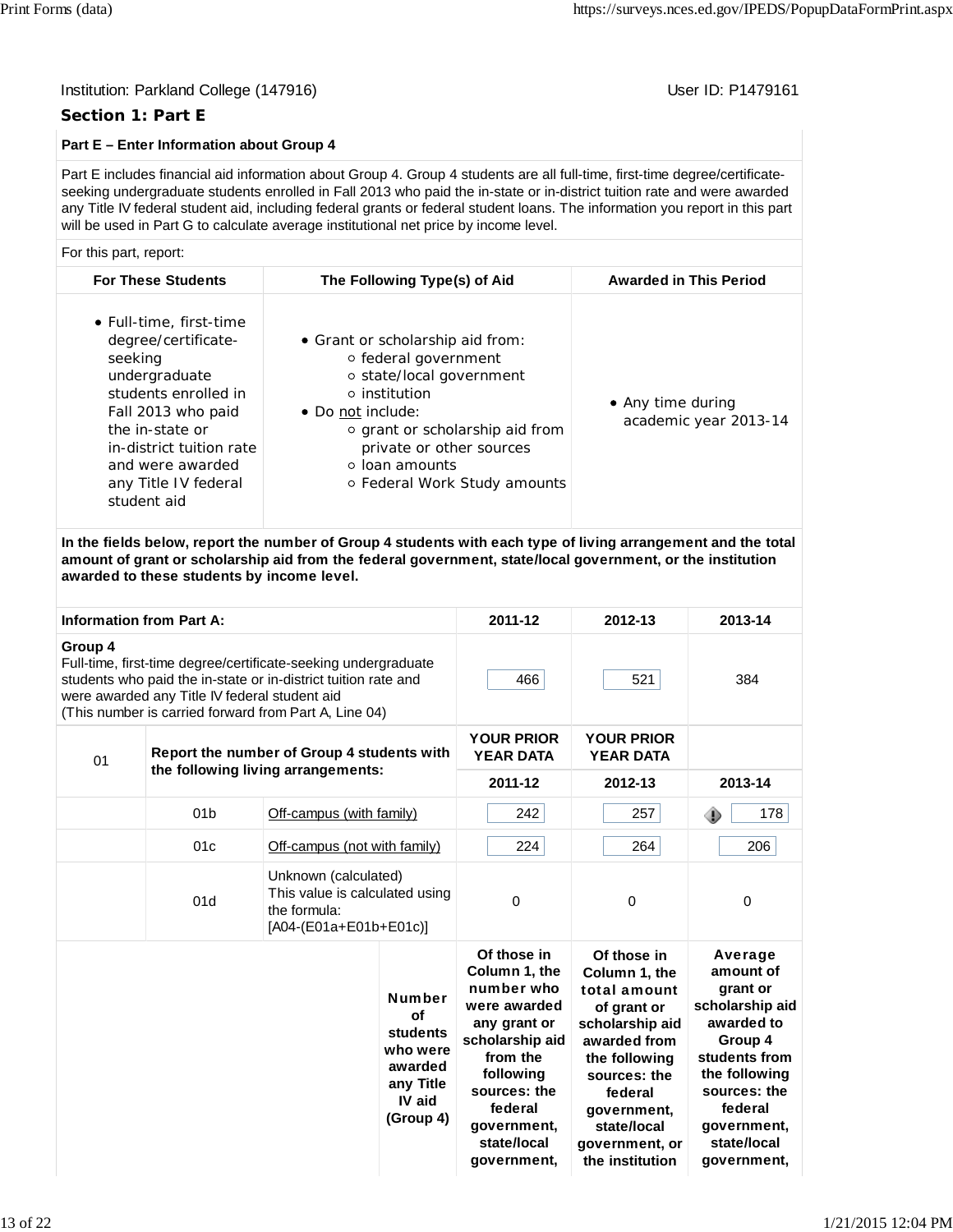Institution: Parkland College (147916) User ID: P1479161

## Section 1: Part E

**Part E – Enter Information about Group 4**

Part E includes financial aid information about Group 4. Group 4 students are all full-time, first-time degree/certificate-seeking undergraduate students enrolled in Fall 2013 who paid the in-state or in-district tuition rate and were awarded any Title IV federal student aid, including federal grants or federal student loans. The information you report in this part will be used in Part G to calculate average institutional net price by income level.

For this part, report:

| For These Students | The Following Type(s) of Aid | Awarded in This Period |
|---|---|---|
| • Full-time, first-time degree/certificate-seeking undergraduate students enrolled in Fall 2013 who paid the in-state or in-district tuition rate and were awarded any Title IV federal student aid | • Grant or scholarship aid from: ○ federal government ○ state/local government ○ institution • Do not include: ○ grant or scholarship aid from private or other sources ○ loan amounts ○ Federal Work Study amounts | • Any time during academic year 2013-14 |

**In the fields below, report the number of Group 4 students with each type of living arrangement and the total amount of grant or scholarship aid from the federal government, state/local government, or the institution awarded to these students by income level.**

| Information from Part A: | | | 2011-12 | 2012-13 | 2013-14 |
|---|---|---|---|---|---|
| **Group 4** Full-time, first-time degree/certificate-seeking undergraduate students who paid the in-state or in-district tuition rate and were awarded any Title IV federal student aid (This number is carried forward from Part A, Line 04) | | | 466 | 521 | 384 |
| 01 | **Report the number of Group 4 students with the following living arrangements:** | | **YOUR PRIOR YEAR DATA** 2011-12 | **YOUR PRIOR YEAR DATA** 2012-13 | 2013-14 |
| | 01b | Off-campus (with family) | 242 | 257 | 178 |
| | 01c | Off-campus (not with family) | 224 | 264 | 206 |
| | 01d | Unknown (calculated) This value is calculated using the formula: [A04-(E01a+E01b+E01c)] | 0 | 0 | 0 |

| | **Number of students who were awarded any Title IV aid (Group 4)** | **Of those in Column 1, the number who were awarded any grant or scholarship aid from the following sources: the federal government, state/local government,** | **Of those in Column 1, the total amount of grant or scholarship aid awarded from the following sources: the federal government, state/local government, or the institution** | **Average amount of grant or scholarship aid awarded to Group 4 students from the following sources: the federal government, state/local government,** |
|---|---|---|---|---|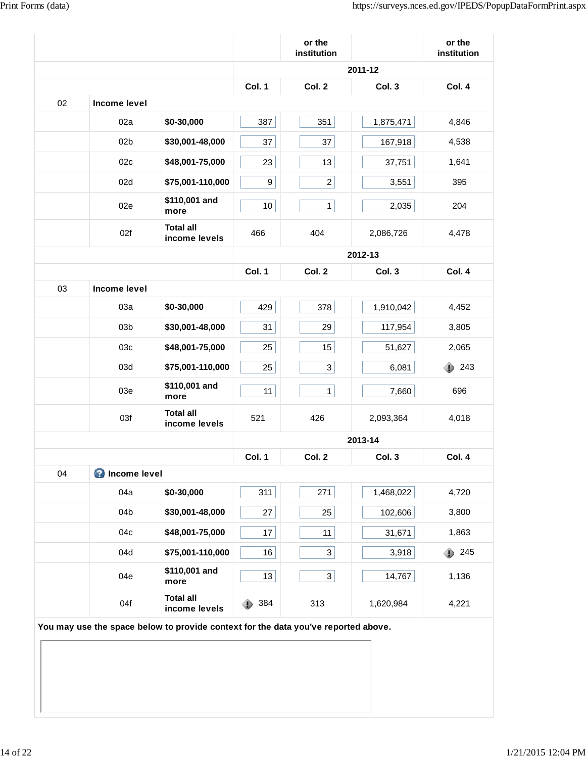| | | | Col. 1 | Col. 2 or the institution | Col. 3 | Col. 4 or the institution |
|---|---|---|---|---|---|---|
| | | | **2011-12** | | | |
| | | | **Col. 1** | **Col. 2** | **Col. 3** | **Col. 4** |
| 02 | **Income level** | | | | | |
| | 02a | **$0-30,000** | 387 | 351 | 1,875,471 | 4,846 |
| | 02b | **$30,001-48,000** | 37 | 37 | 167,918 | 4,538 |
| | 02c | **$48,001-75,000** | 23 | 13 | 37,751 | 1,641 |
| | 02d | **$75,001-110,000** | 9 | 2 | 3,551 | 395 |
| | 02e | **$110,001 and more** | 10 | 1 | 2,035 | 204 |
| | 02f | **Total all income levels** | 466 | 404 | 2,086,726 | 4,478 |
| | | | **2012-13** | | | |
| | | | **Col. 1** | **Col. 2** | **Col. 3** | **Col. 4** |
| 03 | **Income level** | | | | | |
| | 03a | **$0-30,000** | 429 | 378 | 1,910,042 | 4,452 |
| | 03b | **$30,001-48,000** | 31 | 29 | 117,954 | 3,805 |
| | 03c | **$48,001-75,000** | 25 | 15 | 51,627 | 2,065 |
| | 03d | **$75,001-110,000** | 25 | 3 | 6,081 | 243 |
| | 03e | **$110,001 and more** | 11 | 1 | 7,660 | 696 |
| | 03f | **Total all income levels** | 521 | 426 | 2,093,364 | 4,018 |
| | | | **2013-14** | | | |
| | | | **Col. 1** | **Col. 2** | **Col. 3** | **Col. 4** |
| 04 | **Income level** | | | | | |
| | 04a | **$0-30,000** | 311 | 271 | 1,468,022 | 4,720 |
| | 04b | **$30,001-48,000** | 27 | 25 | 102,606 | 3,800 |
| | 04c | **$48,001-75,000** | 17 | 11 | 31,671 | 1,863 |
| | 04d | **$75,001-110,000** | 16 | 3 | 3,918 | 245 |
| | 04e | **$110,001 and more** | 13 | 3 | 14,767 | 1,136 |
| | 04f | **Total all income levels** | 384 | 313 | 1,620,984 | 4,221 |

**You may use the space below to provide context for the data you've reported above.**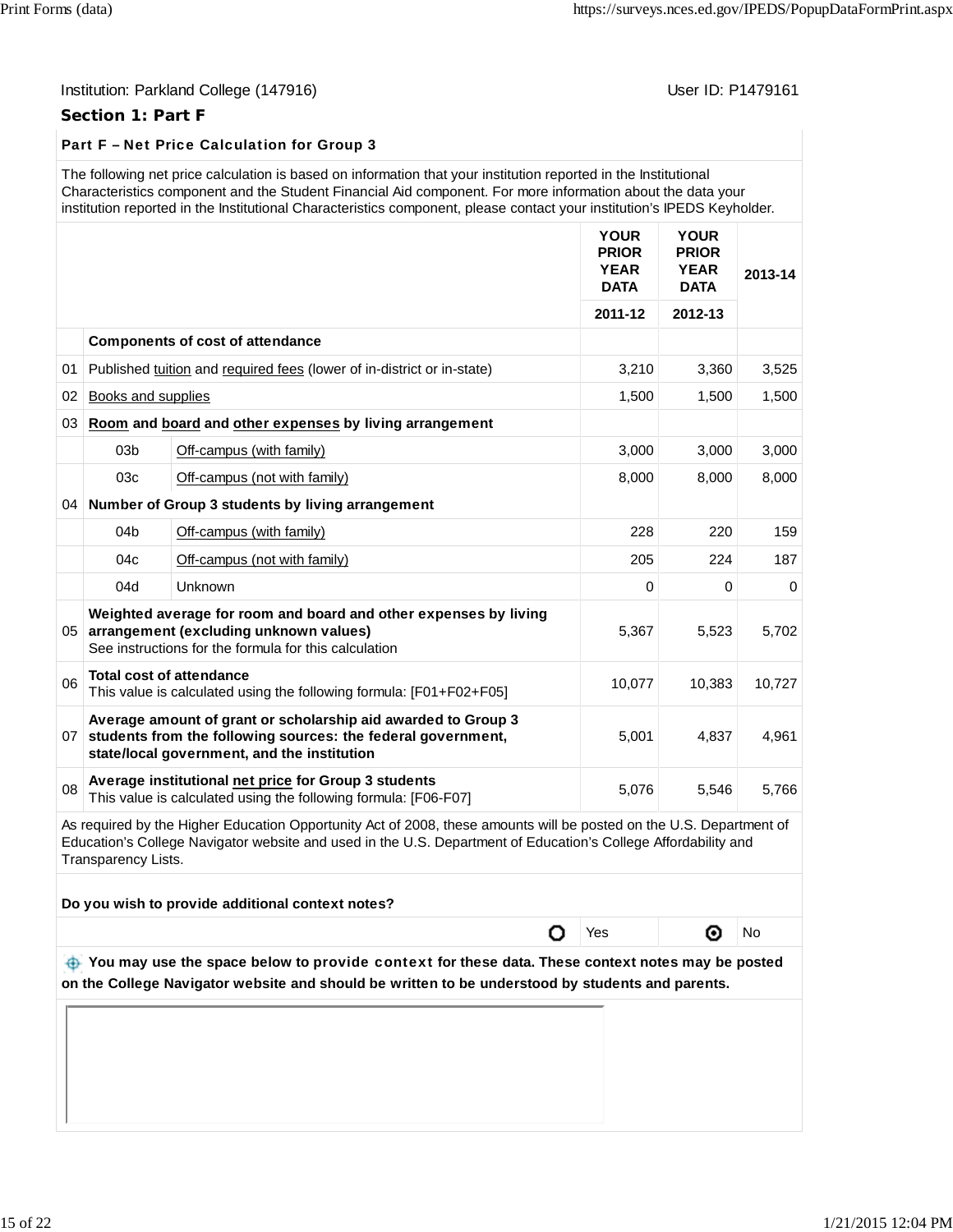Institution: Parkland College (147916)

User ID: P1479161

## Section 1: Part F

### Part F – Net Price Calculation for Group 3

The following net price calculation is based on information that your institution reported in the Institutional Characteristics component and the Student Financial Aid component. For more information about the data your institution reported in the Institutional Characteristics component, please contact your institution's IPEDS Keyholder.

| | | | YOUR PRIOR YEAR DATA 2011-12 | YOUR PRIOR YEAR DATA 2012-13 | 2013-14 |
|---|---|---|---|---|---|
| | **Components of cost of attendance** | | | | |
| 01 | Published tuition and required fees (lower of in-district or in-state) | | 3,210 | 3,360 | 3,525 |
| 02 | Books and supplies | | 1,500 | 1,500 | 1,500 |
| 03 | **Room and board and other expenses by living arrangement** | | | | |
| | 03b | Off-campus (with family) | 3,000 | 3,000 | 3,000 |
| | 03c | Off-campus (not with family) | 8,000 | 8,000 | 8,000 |
| 04 | **Number of Group 3 students by living arrangement** | | | | |
| | 04b | Off-campus (with family) | 228 | 220 | 159 |
| | 04c | Off-campus (not with family) | 205 | 224 | 187 |
| | 04d | Unknown | 0 | 0 | 0 |
| 05 | **Weighted average for room and board and other expenses by living arrangement (excluding unknown values)** See instructions for the formula for this calculation | | 5,367 | 5,523 | 5,702 |
| 06 | **Total cost of attendance** This value is calculated using the following formula: [F01+F02+F05] | | 10,077 | 10,383 | 10,727 |
| 07 | **Average amount of grant or scholarship aid awarded to Group 3 students from the following sources: the federal government, state/local government, and the institution** | | 5,001 | 4,837 | 4,961 |
| 08 | **Average institutional net price for Group 3 students** This value is calculated using the following formula: [F06-F07] | | 5,076 | 5,546 | 5,766 |

As required by the Higher Education Opportunity Act of 2008, these amounts will be posted on the U.S. Department of Education's College Navigator website and used in the U.S. Department of Education's College Affordability and Transparency Lists.

**Do you wish to provide additional context notes?**

○ Yes ◉ No

**You may use the space below to provide context for these data. These context notes may be posted on the College Navigator website and should be written to be understood by students and parents.**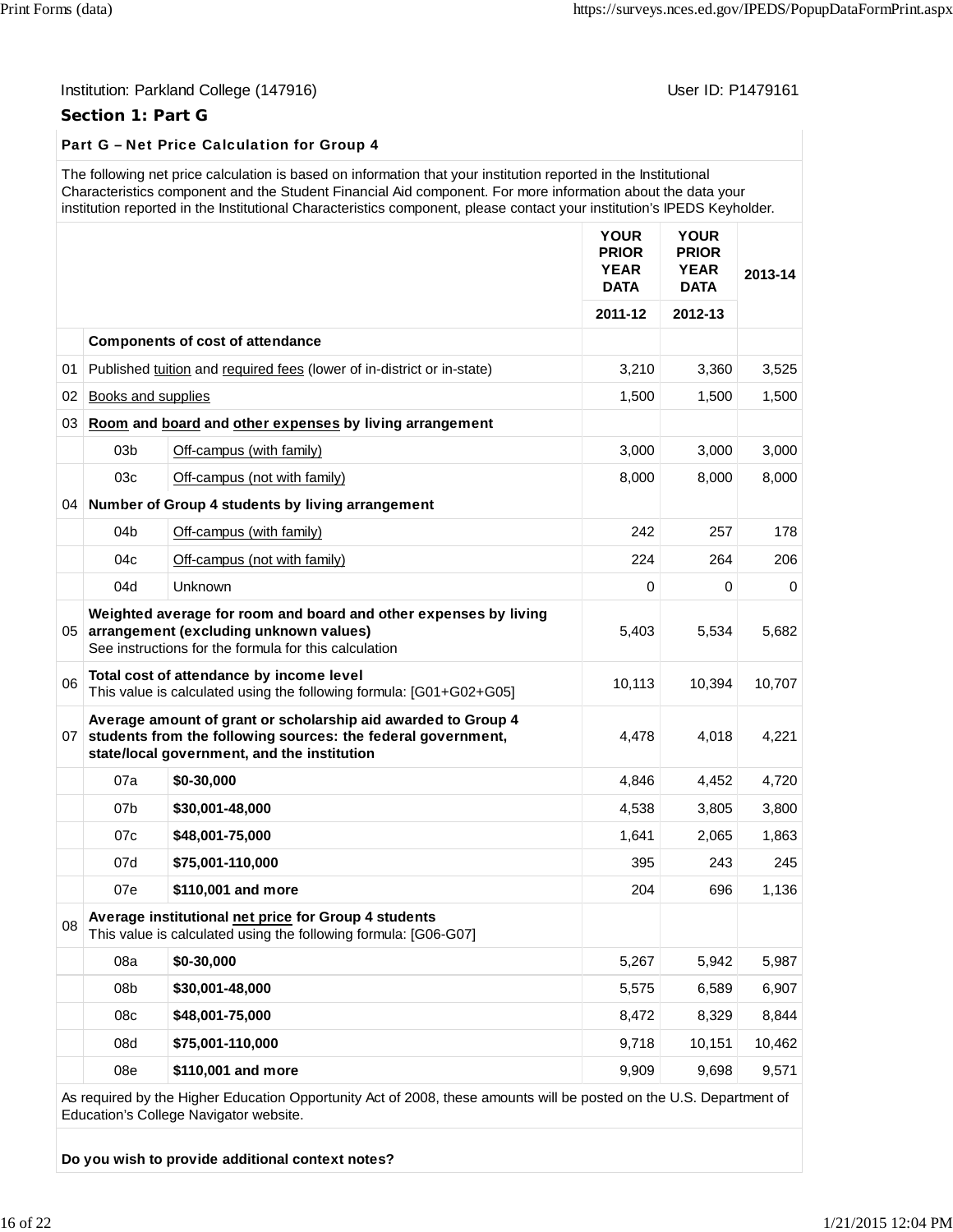Institution: Parkland College (147916)

User ID: P1479161

## Section 1: Part G

### Part G – Net Price Calculation for Group 4

The following net price calculation is based on information that your institution reported in the Institutional Characteristics component and the Student Financial Aid component. For more information about the data your institution reported in the Institutional Characteristics component, please contact your institution's IPEDS Keyholder.

| | | | YOUR PRIOR YEAR DATA 2011-12 | YOUR PRIOR YEAR DATA 2012-13 | 2013-14 |
|---|---|---|---|---|---|
| | **Components of cost of attendance** | | | | |
| 01 | Published tuition and required fees (lower of in-district or in-state) | | 3,210 | 3,360 | 3,525 |
| 02 | Books and supplies | | 1,500 | 1,500 | 1,500 |
| 03 | **Room and board and other expenses by living arrangement** | | | | |
| | 03b | Off-campus (with family) | 3,000 | 3,000 | 3,000 |
| | 03c | Off-campus (not with family) | 8,000 | 8,000 | 8,000 |
| 04 | **Number of Group 4 students by living arrangement** | | | | |
| | 04b | Off-campus (with family) | 242 | 257 | 178 |
| | 04c | Off-campus (not with family) | 224 | 264 | 206 |
| | 04d | Unknown | 0 | 0 | 0 |
| 05 | **Weighted average for room and board and other expenses by living arrangement (excluding unknown values)** See instructions for the formula for this calculation | | 5,403 | 5,534 | 5,682 |
| 06 | **Total cost of attendance by income level** This value is calculated using the following formula: [G01+G02+G05] | | 10,113 | 10,394 | 10,707 |
| 07 | **Average amount of grant or scholarship aid awarded to Group 4 students from the following sources: the federal government, state/local government, and the institution** | | 4,478 | 4,018 | 4,221 |
| | 07a | **$0-30,000** | 4,846 | 4,452 | 4,720 |
| | 07b | **$30,001-48,000** | 4,538 | 3,805 | 3,800 |
| | 07c | **$48,001-75,000** | 1,641 | 2,065 | 1,863 |
| | 07d | **$75,001-110,000** | 395 | 243 | 245 |
| | 07e | **$110,001 and more** | 204 | 696 | 1,136 |
| 08 | **Average institutional net price for Group 4 students** This value is calculated using the following formula: [G06-G07] | | | | |
| | 08a | **$0-30,000** | 5,267 | 5,942 | 5,987 |
| | 08b | **$30,001-48,000** | 5,575 | 6,589 | 6,907 |
| | 08c | **$48,001-75,000** | 8,472 | 8,329 | 8,844 |
| | 08d | **$75,001-110,000** | 9,718 | 10,151 | 10,462 |
| | 08e | **$110,001 and more** | 9,909 | 9,698 | 9,571 |

As required by the Higher Education Opportunity Act of 2008, these amounts will be posted on the U.S. Department of Education's College Navigator website.

**Do you wish to provide additional context notes?**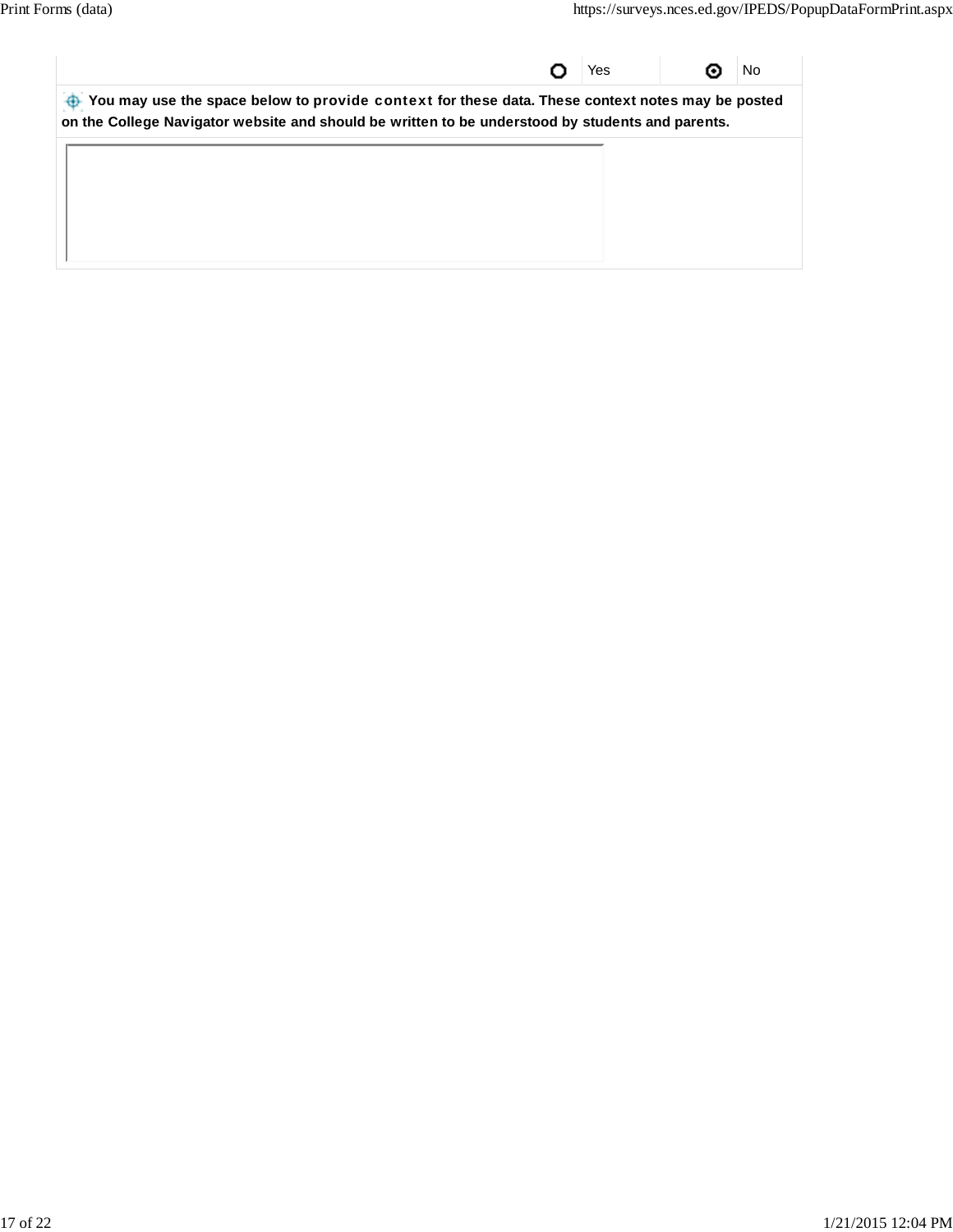| | Yes | | No |
|---|---|---|---|
| ○ | Yes | ◉ | No |

**You may use the space below to provide context for these data. These context notes may be posted on the College Navigator website and should be written to be understood by students and parents.**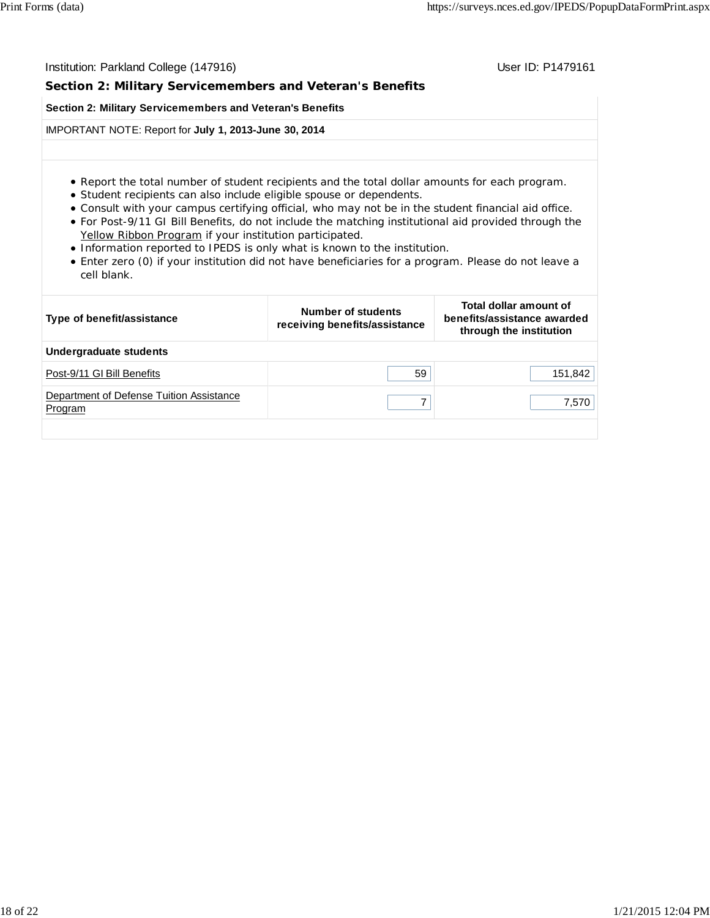Institution: Parkland College (147916) User ID: P1479161

## Section 2: Military Servicemembers and Veteran's Benefits

**Section 2: Military Servicemembers and Veteran's Benefits**

IMPORTANT NOTE: Report for **July 1, 2013-June 30, 2014**

- Report the total number of student recipients and the total dollar amounts for each program.
- Student recipients can also include eligible spouse or dependents.
- Consult with your campus certifying official, who may not be in the student financial aid office.
- For Post-9/11 GI Bill Benefits, do not include the matching institutional aid provided through the Yellow Ribbon Program if your institution participated.
- Information reported to IPEDS is only what is known to the institution.
- Enter zero (0) if your institution did not have beneficiaries for a program. Please do not leave a cell blank.

| Type of benefit/assistance | Number of students receiving benefits/assistance | Total dollar amount of benefits/assistance awarded through the institution |
|---|---|---|
| **Undergraduate students** | | |
| Post-9/11 GI Bill Benefits | 59 | 151,842 |
| Department of Defense Tuition Assistance Program | 7 | 7,570 |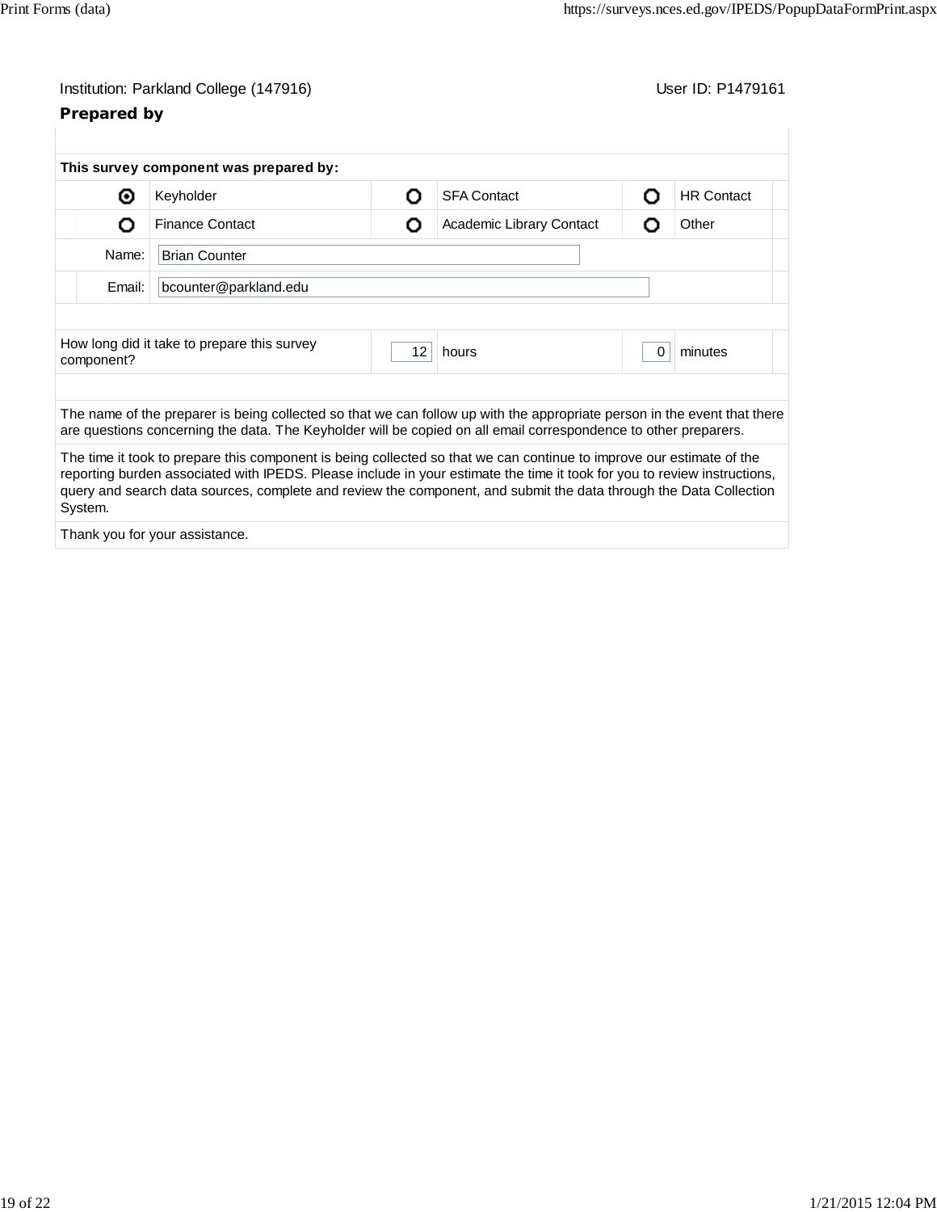Institution: Parkland College (147916) User ID: P1479161

### Prepared by

**This survey component was prepared by:**

| | | | | | |
|---|---|---|---|---|---|
| ◉ | Keyholder | ○ | SFA Contact | ○ | HR Contact |
| ○ | Finance Contact | ○ | Academic Library Contact | ○ | Other |

Name: Brian Counter

Email: bcounter@parkland.edu

| How long did it take to prepare this survey component? | 12 | hours | 0 | minutes |
|---|---|---|---|---|

The name of the preparer is being collected so that we can follow up with the appropriate person in the event that there are questions concerning the data. The Keyholder will be copied on all email correspondence to other preparers.

The time it took to prepare this component is being collected so that we can continue to improve our estimate of the reporting burden associated with IPEDS. Please include in your estimate the time it took for you to review instructions, query and search data sources, complete and review the component, and submit the data through the Data Collection System.

Thank you for your assistance.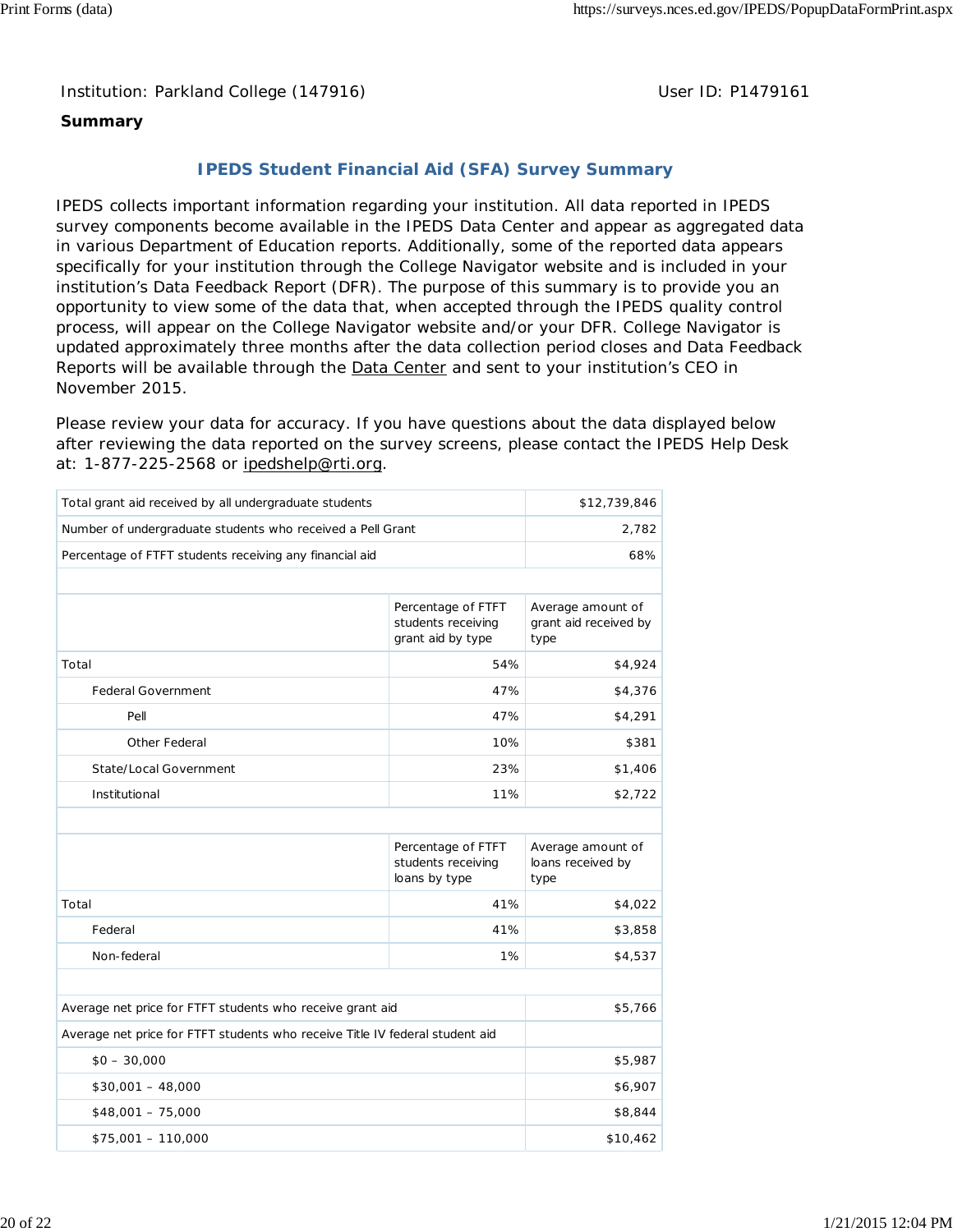Institution: Parkland College (147916)

User ID: P1479161

**Summary**

## IPEDS Student Financial Aid (SFA) Survey Summary

IPEDS collects important information regarding your institution. All data reported in IPEDS survey components become available in the IPEDS Data Center and appear as aggregated data in various Department of Education reports. Additionally, some of the reported data appears specifically for your institution through the College Navigator website and is included in your institution's Data Feedback Report (DFR). The purpose of this summary is to provide you an opportunity to view some of the data that, when accepted through the IPEDS quality control process, will appear on the College Navigator website and/or your DFR. College Navigator is updated approximately three months after the data collection period closes and Data Feedback Reports will be available through the Data Center and sent to your institution's CEO in November 2015.

Please review your data for accuracy. If you have questions about the data displayed below after reviewing the data reported on the survey screens, please contact the IPEDS Help Desk at: 1-877-225-2568 or ipedshelp@rti.org.

| | |
|---|---|
| Total grant aid received by all undergraduate students | $12,739,846 |
| Number of undergraduate students who received a Pell Grant | 2,782 |
| Percentage of FTFT students receiving any financial aid | 68% |

| | Percentage of FTFT students receiving grant aid by type | Average amount of grant aid received by type |
|---|---|---|
| Total | 54% | $4,924 |
| Federal Government | 47% | $4,376 |
| Pell | 47% | $4,291 |
| Other Federal | 10% | $381 |
| State/Local Government | 23% | $1,406 |
| Institutional | 11% | $2,722 |

| | Percentage of FTFT students receiving loans by type | Average amount of loans received by type |
|---|---|---|
| Total | 41% | $4,022 |
| Federal | 41% | $3,858 |
| Non-federal | 1% | $4,537 |

| | |
|---|---|
| Average net price for FTFT students who receive grant aid | $5,766 |
| Average net price for FTFT students who receive Title IV federal student aid | |
| $0 – 30,000 | $5,987 |
| $30,001 – 48,000 | $6,907 |
| $48,001 – 75,000 | $8,844 |
| $75,001 – 110,000 | $10,462 |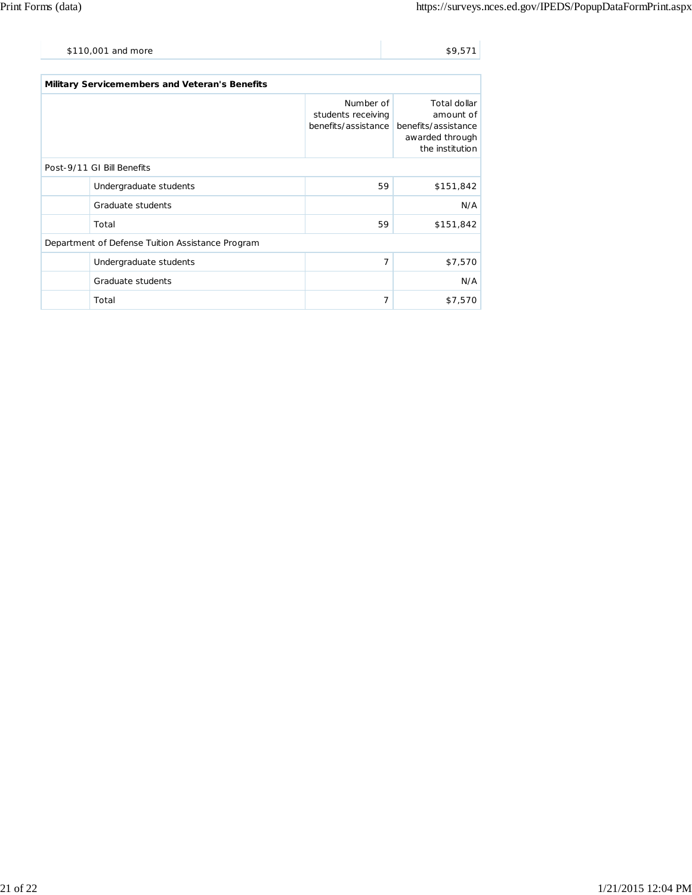| | |
|---|---|
| $110,001 and more | $9,571 |

**Military Servicemembers and Veteran's Benefits**

| | | Number of students receiving benefits/assistance | Total dollar amount of benefits/assistance awarded through the institution |
|---|---|---|---|
| Post-9/11 GI Bill Benefits | | | |
| | Undergraduate students | 59 | $151,842 |
| | Graduate students | | N/A |
| | Total | 59 | $151,842 |
| Department of Defense Tuition Assistance Program | | | |
| | Undergraduate students | 7 | $7,570 |
| | Graduate students | | N/A |
| | Total | 7 | $7,570 |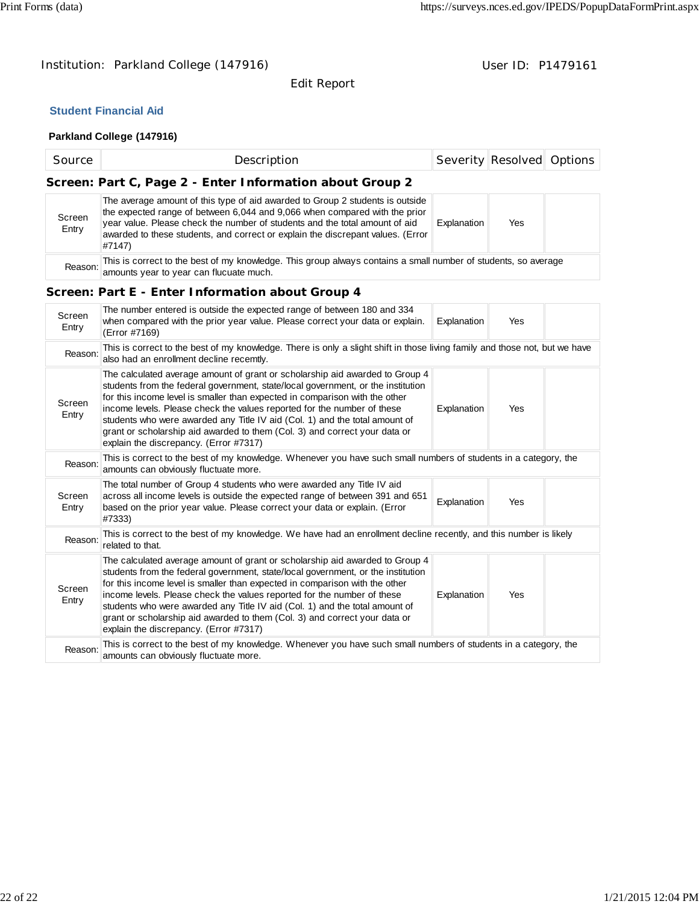Institution: Parkland College (147916) User ID: P1479161

Edit Report

### Student Financial Aid

**Parkland College (147916)**

| Source | Description | Severity | Resolved | Options |
|---|---|---|---|---|
| **Screen: Part C, Page 2 - Enter Information about Group 2** | | | | |
| Screen Entry | The average amount of this type of aid awarded to Group 2 students is outside the expected range of between 6,044 and 9,066 when compared with the prior year value. Please check the number of students and the total amount of aid awarded to these students, and correct or explain the discrepant values. (Error #7147) | Explanation | Yes | |
| Reason: | This is correct to the best of my knowledge. This group always contains a small number of students, so average amounts year to year can flucuate much. | | | |
| **Screen: Part E - Enter Information about Group 4** | | | | |
| Screen Entry | The number entered is outside the expected range of between 180 and 334 when compared with the prior year value. Please correct your data or explain. (Error #7169) | Explanation | Yes | |
| Reason: | This is correct to the best of my knowledge. There is only a slight shift in those living family and those not, but we have also had an enrollment decline recemtly. | | | |
| Screen Entry | The calculated average amount of grant or scholarship aid awarded to Group 4 students from the federal government, state/local government, or the institution for this income level is smaller than expected in comparison with the other income levels. Please check the values reported for the number of these students who were awarded any Title IV aid (Col. 1) and the total amount of grant or scholarship aid awarded to them (Col. 3) and correct your data or explain the discrepancy. (Error #7317) | Explanation | Yes | |
| Reason: | This is correct to the best of my knowledge. Whenever you have such small numbers of students in a category, the amounts can obviously fluctuate more. | | | |
| Screen Entry | The total number of Group 4 students who were awarded any Title IV aid across all income levels is outside the expected range of between 391 and 651 based on the prior year value. Please correct your data or explain. (Error #7333) | Explanation | Yes | |
| Reason: | This is correct to the best of my knowledge. We have had an enrollment decline recently, and this number is likely related to that. | | | |
| Screen Entry | The calculated average amount of grant or scholarship aid awarded to Group 4 students from the federal government, state/local government, or the institution for this income level is smaller than expected in comparison with the other income levels. Please check the values reported for the number of these students who were awarded any Title IV aid (Col. 1) and the total amount of grant or scholarship aid awarded to them (Col. 3) and correct your data or explain the discrepancy. (Error #7317) | Explanation | Yes | |
| Reason: | This is correct to the best of my knowledge. Whenever you have such small numbers of students in a category, the amounts can obviously fluctuate more. | | | |